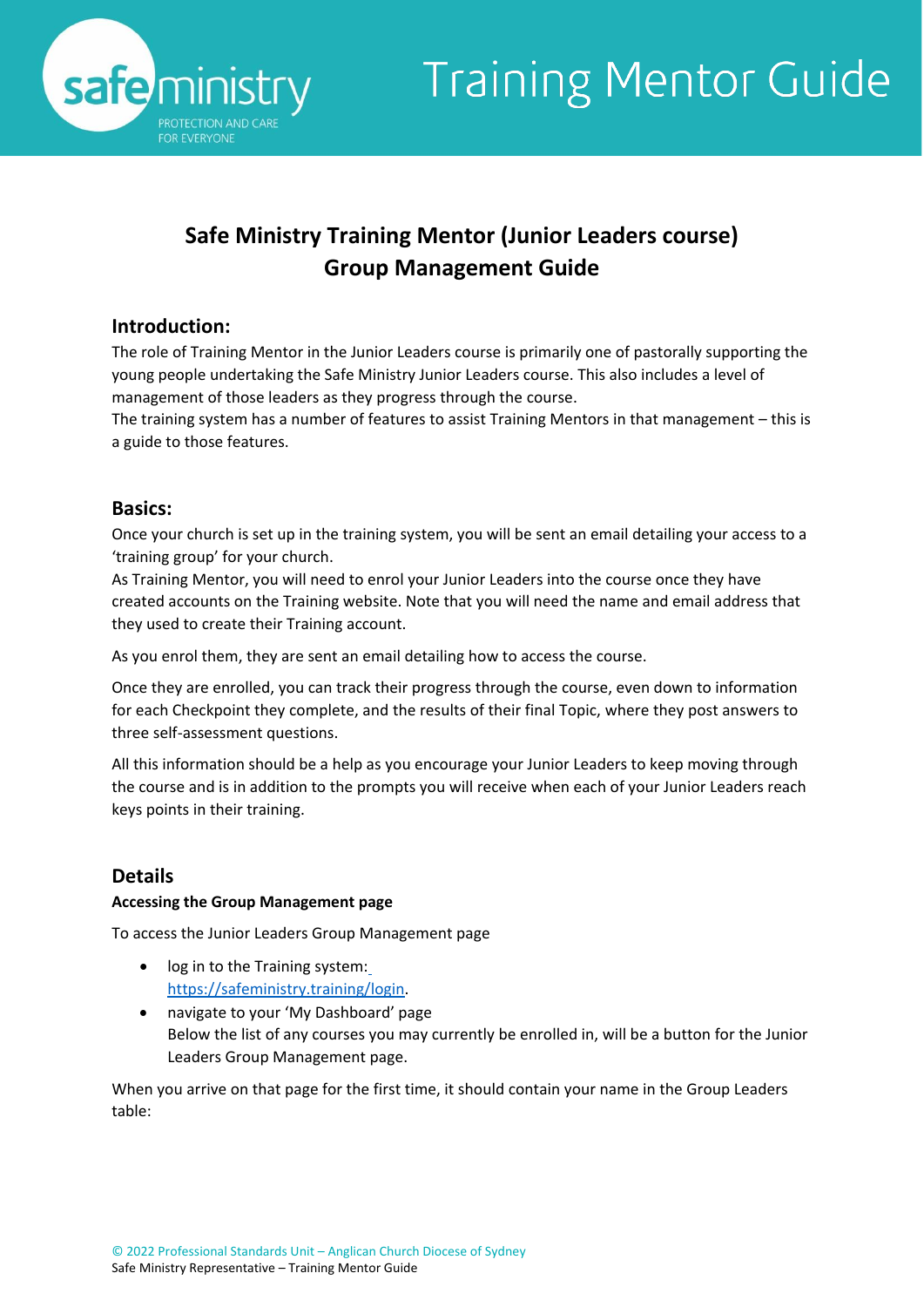# Training Mentor Guide

## Safe Ministry Training Mentor (Junior Leaders course) Group Management Guide

### Introduction:

The role of Training Mentor in the Junior Leaders course is primarily one of pastorally supporting the young people undertaking the Safe Ministry Junior Leaders course. This also includes a level of management of those leaders as they progress through the course.
The training system has a number of features to assist Training Mentors in that management – this is a guide to those features.

### Basics:

Once your church is set up in the training system, you will be sent an email detailing your access to a 'training group' for your church.
As Training Mentor, you will need to enrol your Junior Leaders into the course once they have created accounts on the Training website. Note that you will need the name and email address that they used to create their Training account.

As you enrol them, they are sent an email detailing how to access the course.

Once they are enrolled, you can track their progress through the course, even down to information for each Checkpoint they complete, and the results of their final Topic, where they post answers to three self-assessment questions.

All this information should be a help as you encourage your Junior Leaders to keep moving through the course and is in addition to the prompts you will receive when each of your Junior Leaders reach keys points in their training.

### Details

**Accessing the Group Management page**

To access the Junior Leaders Group Management page

- log in to the Training system: https://safeministry.training/login.
- navigate to your 'My Dashboard' page
  Below the list of any courses you may currently be enrolled in, will be a button for the Junior Leaders Group Management page.

When you arrive on that page for the first time, it should contain your name in the Group Leaders table: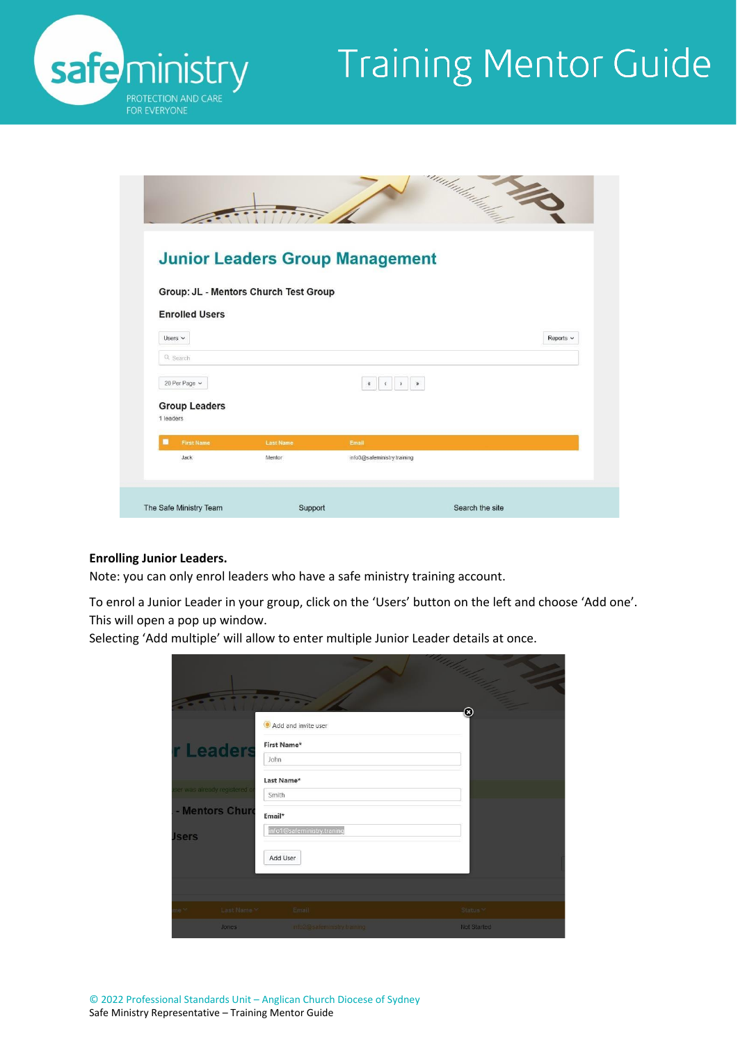**Enrolling Junior Leaders.**

Note: you can only enrol leaders who have a safe ministry training account.

To enrol a Junior Leader in your group, click on the 'Users' button on the left and choose 'Add one'. This will open a pop up window.

Selecting 'Add multiple' will allow to enter multiple Junior Leader details at once.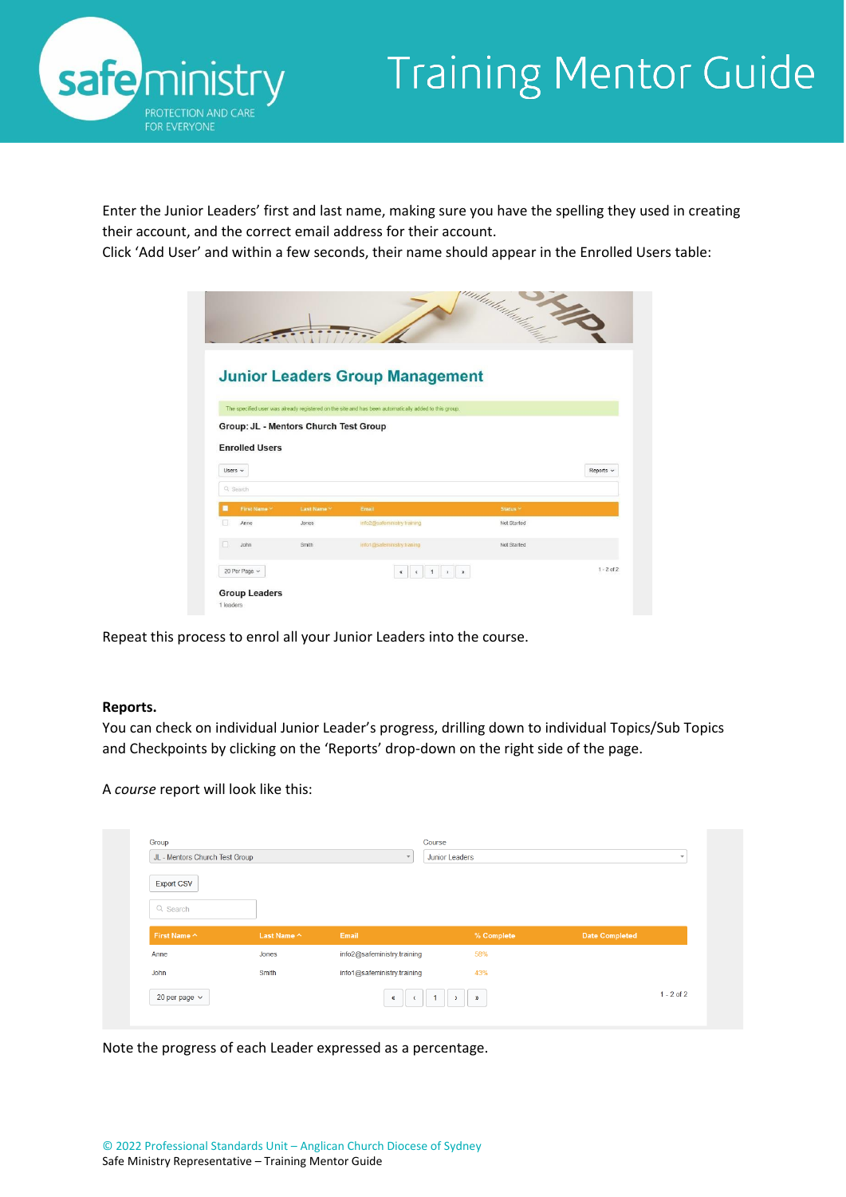Enter the Junior Leaders' first and last name, making sure you have the spelling they used in creating their account, and the correct email address for their account.
Click 'Add User' and within a few seconds, their name should appear in the Enrolled Users table:

Repeat this process to enrol all your Junior Leaders into the course.

**Reports.**
You can check on individual Junior Leader's progress, drilling down to individual Topics/Sub Topics and Checkpoints by clicking on the 'Reports' drop-down on the right side of the page.

A *course* report will look like this:

Note the progress of each Leader expressed as a percentage.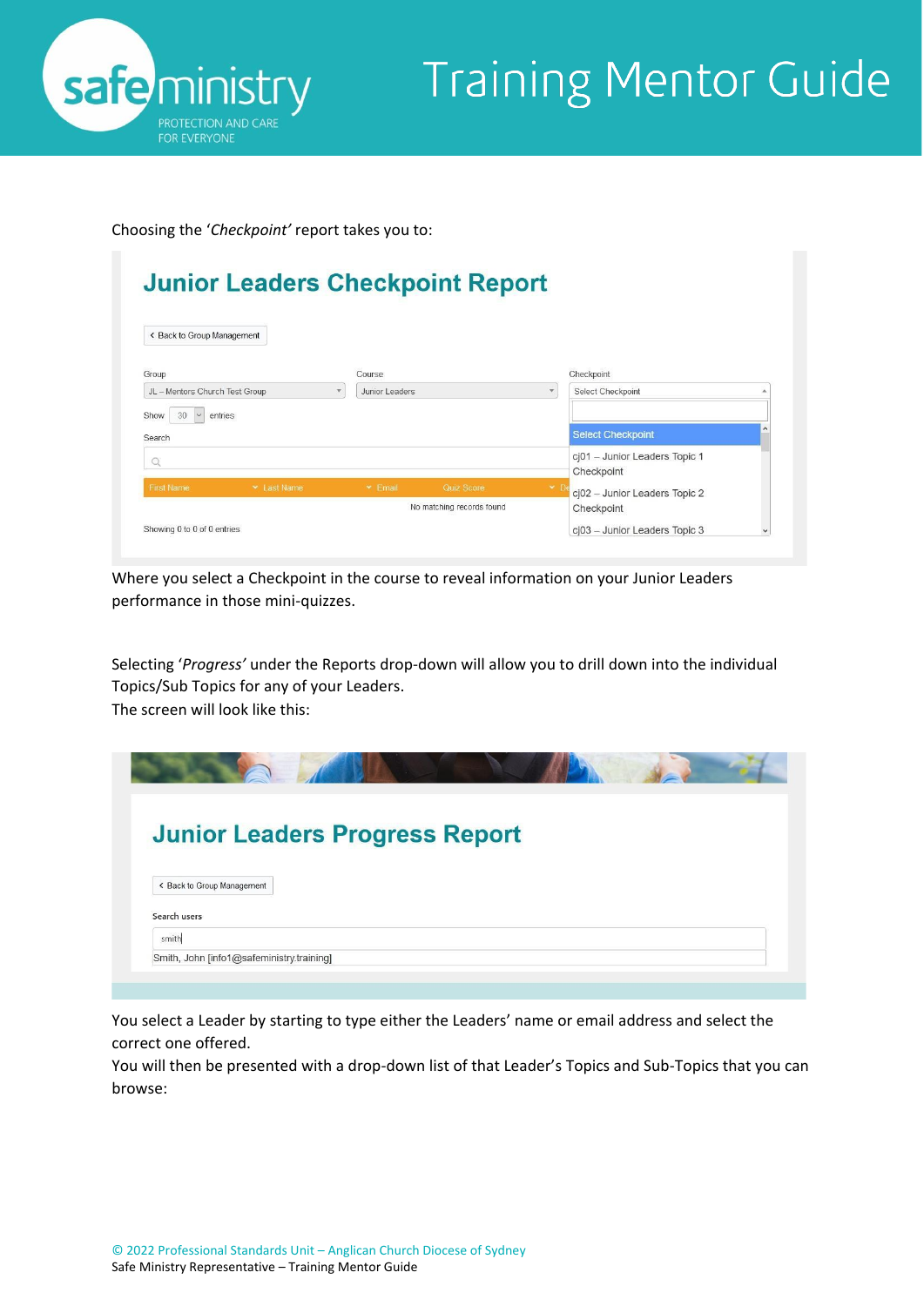Choosing the '*Checkpoint*' report takes you to:

Where you select a Checkpoint in the course to reveal information on your Junior Leaders performance in those mini-quizzes.

Selecting '*Progress*' under the Reports drop-down will allow you to drill down into the individual Topics/Sub Topics for any of your Leaders.
The screen will look like this:

You select a Leader by starting to type either the Leaders' name or email address and select the correct one offered.
You will then be presented with a drop-down list of that Leader's Topics and Sub-Topics that you can browse: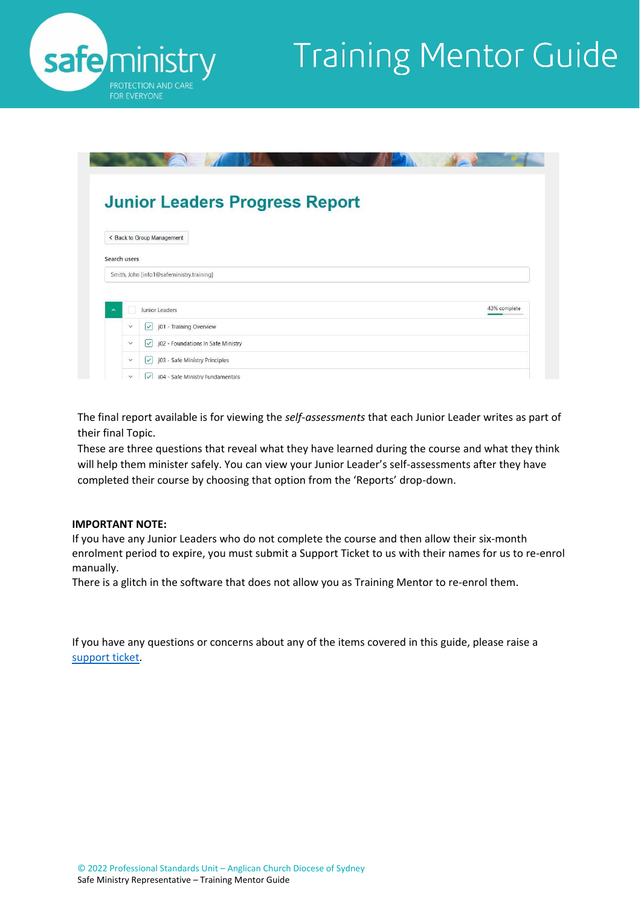Junior Leaders Progress Report

< Back to Group Management

Search users

Smith, John [info1@safeministry.training]

Junior Leaders 43% complete

j01 - Training Overview

j02 - Foundations In Safe Ministry

j03 - Safe Ministry Principles

j04 - Safe Ministry Fundamentals

The final report available is for viewing the *self-assessments* that each Junior Leader writes as part of their final Topic.
These are three questions that reveal what they have learned during the course and what they think will help them minister safely. You can view your Junior Leader's self-assessments after they have completed their course by choosing that option from the 'Reports' drop-down.

**IMPORTANT NOTE:**
If you have any Junior Leaders who do not complete the course and then allow their six-month enrolment period to expire, you must submit a Support Ticket to us with their names for us to re-enrol manually.
There is a glitch in the software that does not allow you as Training Mentor to re-enrol them.

If you have any questions or concerns about any of the items covered in this guide, please raise a support ticket.